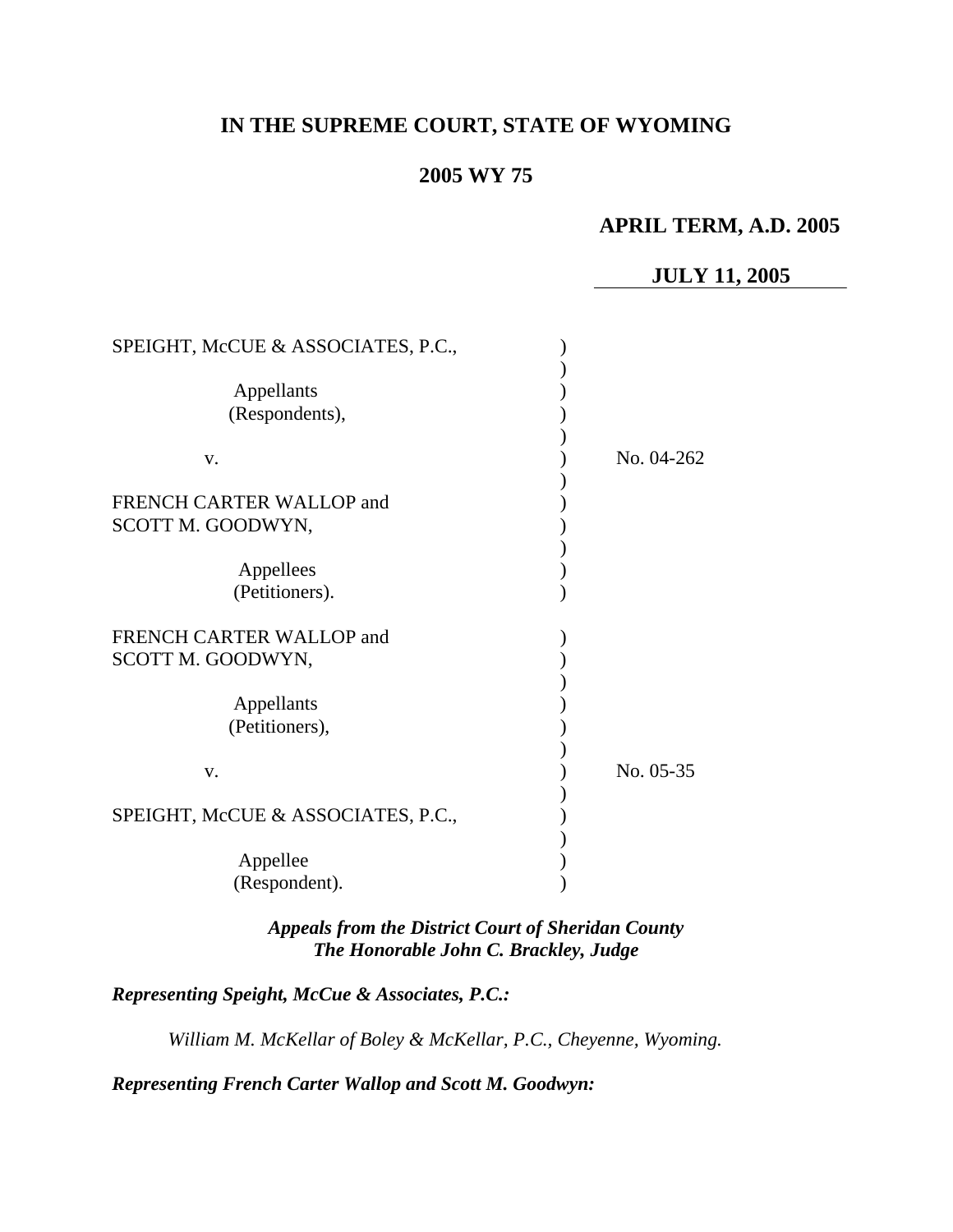# IN THE SUPREME COURT, STATE OF WYOMING

## 2005 WY 75

**APRIL TERM, A.D. 2005**

**JULY 11, 2005**

SPEIGHT, McCUE & ASSOCIATES, P.C.,

Appellants
(Respondents),

v.

FRENCH CARTER WALLOP and
SCOTT M. GOODWYN,

Appellees
(Petitioners).

No. 04-262

FRENCH CARTER WALLOP and
SCOTT M. GOODWYN,

Appellants
(Petitioners),

v.

SPEIGHT, McCUE & ASSOCIATES, P.C.,

Appellee
(Respondent).

No. 05-35

***Appeals from the District Court of Sheridan County***
***The Honorable John C. Brackley, Judge***

***Representing Speight, McCue & Associates, P.C.:***

*William M. McKellar of Boley & McKellar, P.C., Cheyenne, Wyoming.*

***Representing French Carter Wallop and Scott M. Goodwyn:***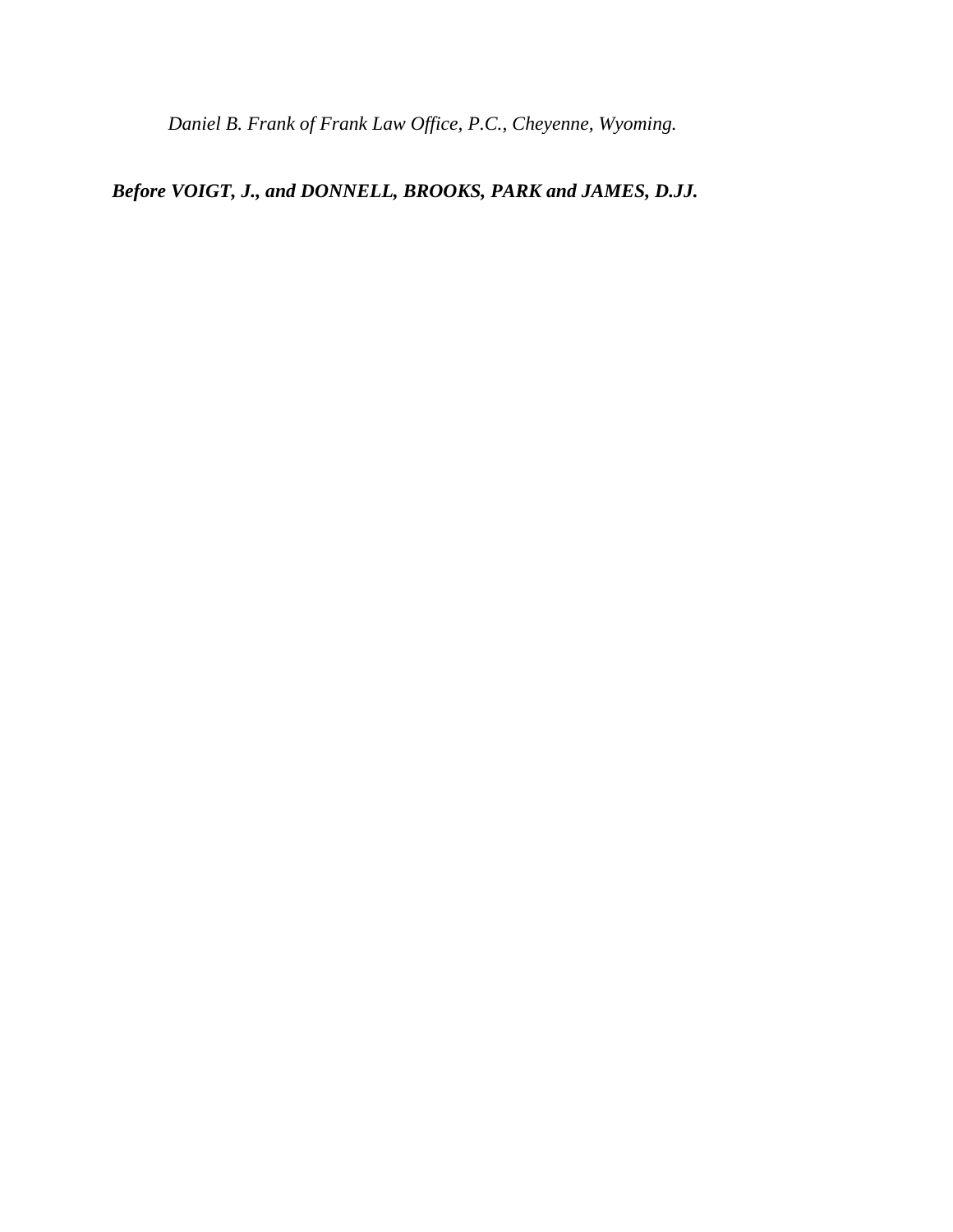*Daniel B. Frank of Frank Law Office, P.C., Cheyenne, Wyoming.*

***Before VOIGT, J., and DONNELL, BROOKS, PARK and JAMES, D.JJ.***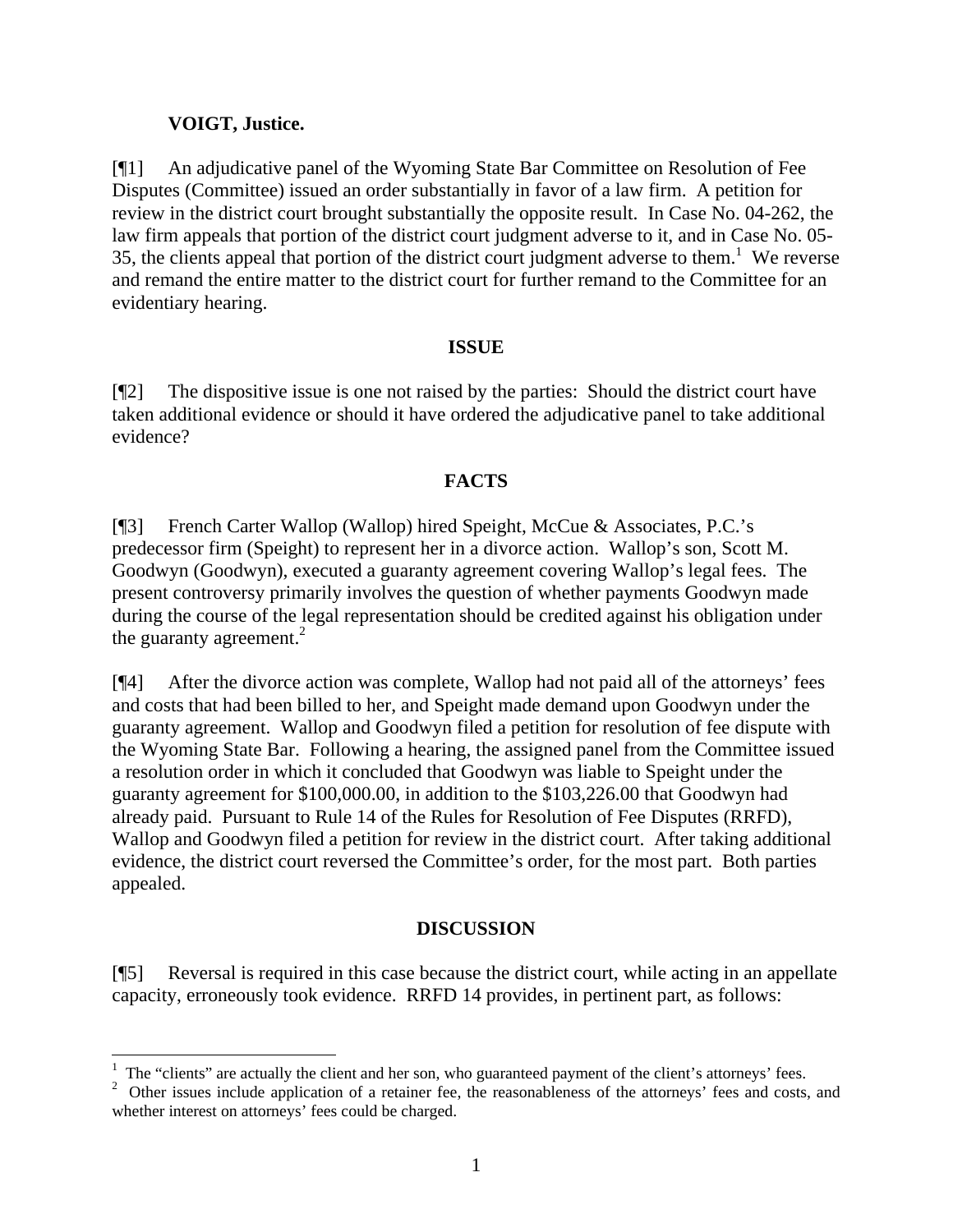**VOIGT, Justice.**

[¶1] An adjudicative panel of the Wyoming State Bar Committee on Resolution of Fee Disputes (Committee) issued an order substantially in favor of a law firm. A petition for review in the district court brought substantially the opposite result. In Case No. 04-262, the law firm appeals that portion of the district court judgment adverse to it, and in Case No. 05-35, the clients appeal that portion of the district court judgment adverse to them.[1] We reverse and remand the entire matter to the district court for further remand to the Committee for an evidentiary hearing.

## ISSUE

[¶2] The dispositive issue is one not raised by the parties: Should the district court have taken additional evidence or should it have ordered the adjudicative panel to take additional evidence?

## FACTS

[¶3] French Carter Wallop (Wallop) hired Speight, McCue & Associates, P.C.'s predecessor firm (Speight) to represent her in a divorce action. Wallop's son, Scott M. Goodwyn (Goodwyn), executed a guaranty agreement covering Wallop's legal fees. The present controversy primarily involves the question of whether payments Goodwyn made during the course of the legal representation should be credited against his obligation under the guaranty agreement.[2]

[¶4] After the divorce action was complete, Wallop had not paid all of the attorneys' fees and costs that had been billed to her, and Speight made demand upon Goodwyn under the guaranty agreement. Wallop and Goodwyn filed a petition for resolution of fee dispute with the Wyoming State Bar. Following a hearing, the assigned panel from the Committee issued a resolution order in which it concluded that Goodwyn was liable to Speight under the guaranty agreement for $100,000.00, in addition to the $103,226.00 that Goodwyn had already paid. Pursuant to Rule 14 of the Rules for Resolution of Fee Disputes (RRFD), Wallop and Goodwyn filed a petition for review in the district court. After taking additional evidence, the district court reversed the Committee's order, for the most part. Both parties appealed.

## DISCUSSION

[¶5] Reversal is required in this case because the district court, while acting in an appellate capacity, erroneously took evidence. RRFD 14 provides, in pertinent part, as follows:

---

[1] The "clients" are actually the client and her son, who guaranteed payment of the client's attorneys' fees.

[2] Other issues include application of a retainer fee, the reasonableness of the attorneys' fees and costs, and whether interest on attorneys' fees could be charged.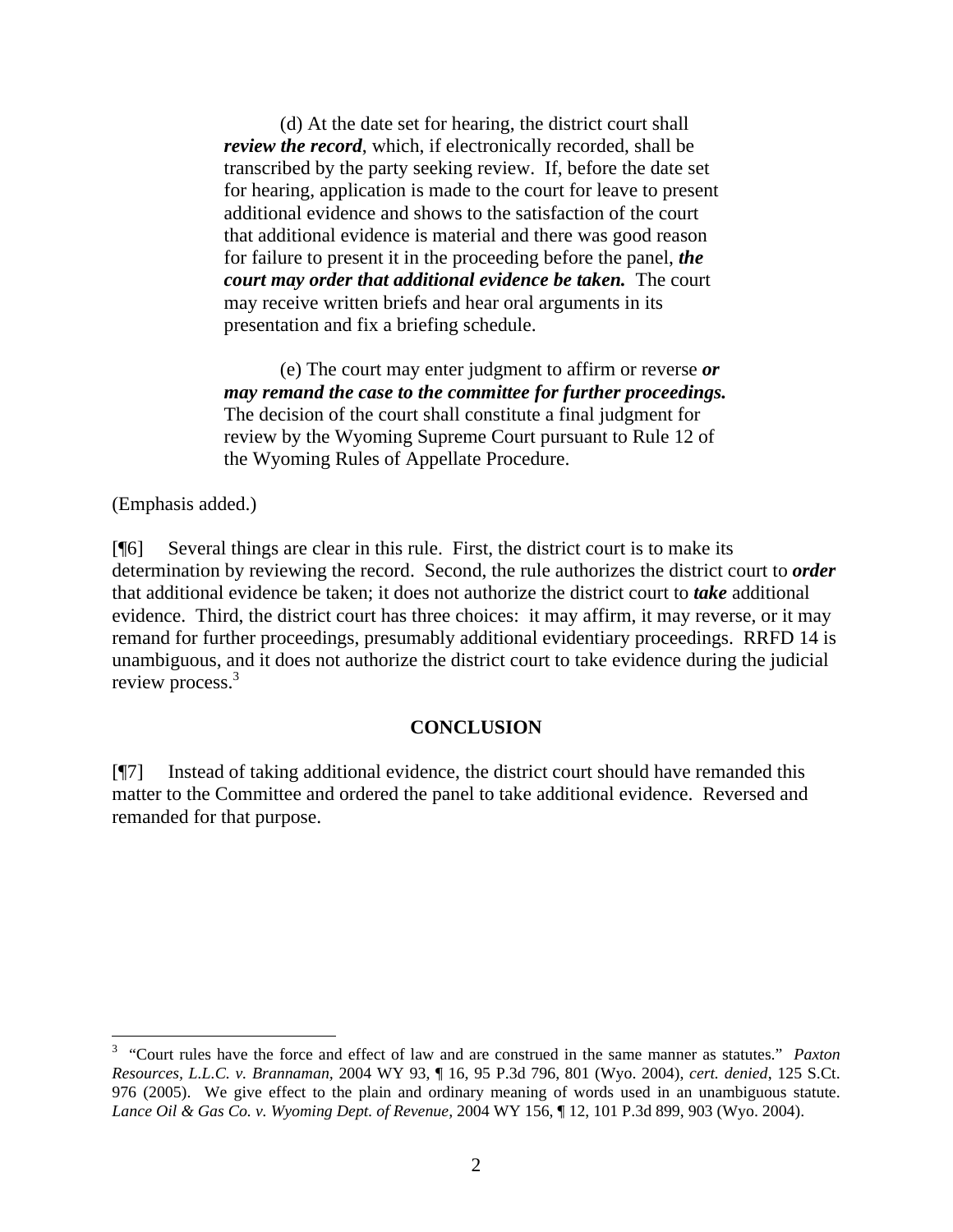> (d) At the date set for hearing, the district court shall ***review the record***, which, if electronically recorded, shall be transcribed by the party seeking review. If, before the date set for hearing, application is made to the court for leave to present additional evidence and shows to the satisfaction of the court that additional evidence is material and there was good reason for failure to present it in the proceeding before the panel, ***the court may order that additional evidence be taken.*** The court may receive written briefs and hear oral arguments in its presentation and fix a briefing schedule.
>
> (e) The court may enter judgment to affirm or reverse ***or may remand the case to the committee for further proceedings.*** The decision of the court shall constitute a final judgment for review by the Wyoming Supreme Court pursuant to Rule 12 of the Wyoming Rules of Appellate Procedure.

(Emphasis added.)

[¶6] Several things are clear in this rule. First, the district court is to make its determination by reviewing the record. Second, the rule authorizes the district court to ***order*** that additional evidence be taken; it does not authorize the district court to ***take*** additional evidence. Third, the district court has three choices: it may affirm, it may reverse, or it may remand for further proceedings, presumably additional evidentiary proceedings. RRFD 14 is unambiguous, and it does not authorize the district court to take evidence during the judicial review process.[3]

## CONCLUSION

[¶7] Instead of taking additional evidence, the district court should have remanded this matter to the Committee and ordered the panel to take additional evidence. Reversed and remanded for that purpose.

---

[3] "Court rules have the force and effect of law and are construed in the same manner as statutes." *Paxton Resources, L.L.C. v. Brannaman*, 2004 WY 93, ¶ 16, 95 P.3d 796, 801 (Wyo. 2004), *cert. denied*, 125 S.Ct. 976 (2005). We give effect to the plain and ordinary meaning of words used in an unambiguous statute. *Lance Oil & Gas Co. v. Wyoming Dept. of Revenue*, 2004 WY 156, ¶ 12, 101 P.3d 899, 903 (Wyo. 2004).